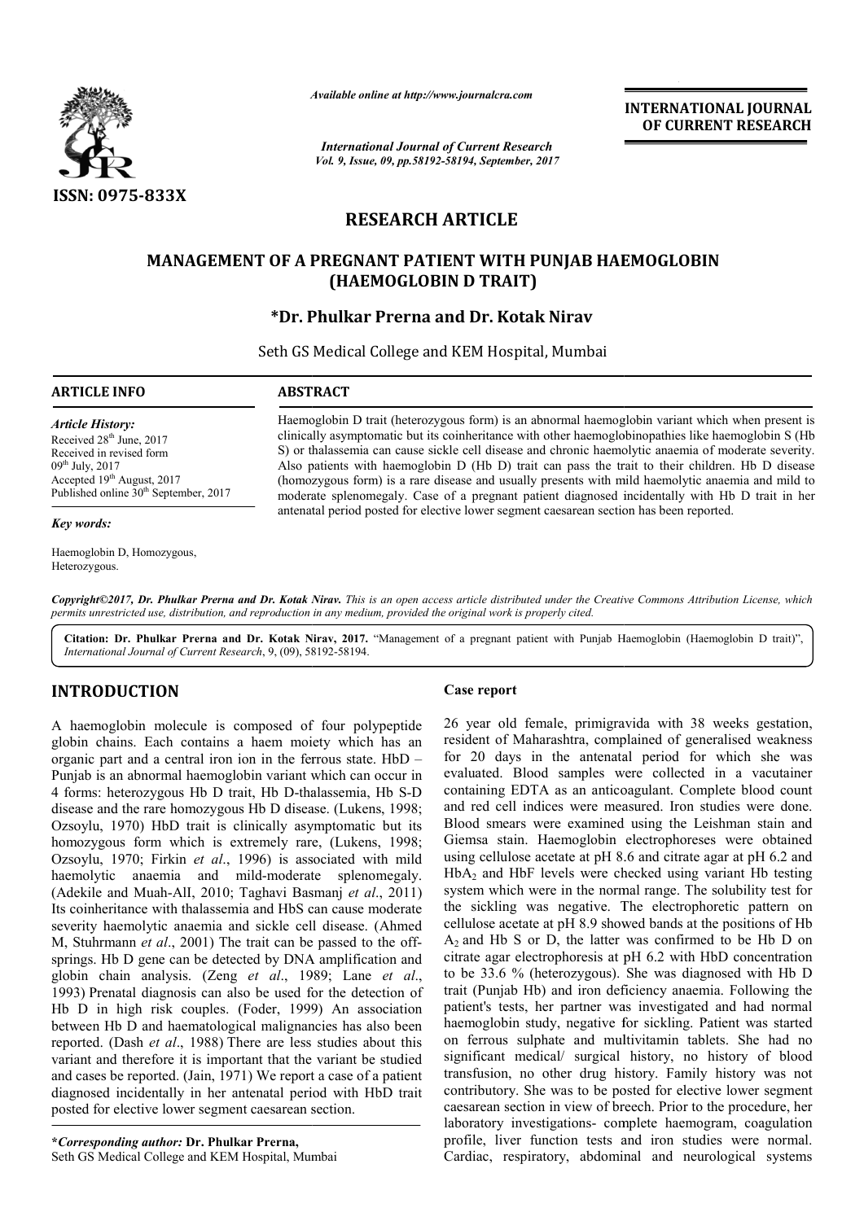*Available online at http://www.journalcra.com*

*International Journal of Current Research*
*Vol. 9, Issue, 09, pp.58192-58194, September, 2017*

**INTERNATIONAL JOURNAL OF CURRENT RESEARCH**

**ISSN: 0975-833X**

## RESEARCH ARTICLE

# MANAGEMENT OF A PREGNANT PATIENT WITH PUNJAB HAEMOGLOBIN (HAEMOGLOBIN D TRAIT)

### *Dr. Phulkar Prerna and Dr. Kotak Nirav

Seth GS Medical College and KEM Hospital, Mumbai

**ARTICLE INFO**

*Article History:*
Received 28th June, 2017
Received in revised form
09th July, 2017
Accepted 19th August, 2017
Published online 30th September, 2017

*Key words:*

Haemoglobin D, Homozygous, Heterozygous.

**ABSTRACT**

Haemoglobin D trait (heterozygous form) is an abnormal haemoglobin variant which when present is clinically asymptomatic but its coinheritance with other haemoglobinopathies like haemoglobin S (Hb S) or thalassemia can cause sickle cell disease and chronic haemolytic anaemia of moderate severity. Also patients with haemoglobin D (Hb D) trait can pass the trait to their children. Hb D disease (homozygous form) is a rare disease and usually presents with mild haemolytic anaemia and mild to moderate splenomegaly. Case of a pregnant patient diagnosed incidentally with Hb D trait in her antenatal period posted for elective lower segment caesarean section has been reported.

*Copyright©2017, Dr. Phulkar Prerna and Dr. Kotak Nirav. This is an open access article distributed under the Creative Commons Attribution License, which permits unrestricted use, distribution, and reproduction in any medium, provided the original work is properly cited.*

**Citation: Dr. Phulkar Prerna and Dr. Kotak Nirav, 2017.** "Management of a pregnant patient with Punjab Haemoglobin (Haemoglobin D trait)", *International Journal of Current Research*, 9, (09), 58192-58194.

## INTRODUCTION

A haemoglobin molecule is composed of four polypeptide globin chains. Each contains a haem moiety which has an organic part and a central iron ion in the ferrous state. HbD – Punjab is an abnormal haemoglobin variant which can occur in 4 forms: heterozygous Hb D trait, Hb D-thalassemia, Hb S-D disease and the rare homozygous Hb D disease. (Lukens, 1998; Ozsoylu, 1970) HbD trait is clinically asymptomatic but its homozygous form which is extremely rare, (Lukens, 1998; Ozsoylu, 1970; Firkin *et al*., 1996) is associated with mild haemolytic anaemia and mild-moderate splenomegaly. (Adekile and Muah-AlI, 2010; Taghavi Basmanj *et al*., 2011) Its coinheritance with thalassemia and HbS can cause moderate severity haemolytic anaemia and sickle cell disease. (Ahmed M, Stuhrmann *et al*., 2001) The trait can be passed to the off-springs. Hb D gene can be detected by DNA amplification and globin chain analysis. (Zeng *et al*., 1989; Lane *et al*., 1993) Prenatal diagnosis can also be used for the detection of Hb D in high risk couples. (Foder, 1999) An association between Hb D and haematological malignancies has also been reported. (Dash *et al*., 1988) There are less studies about this variant and therefore it is important that the variant be studied and cases be reported. (Jain, 1971) We report a case of a patient diagnosed incidentally in her antenatal period with HbD trait posted for elective lower segment caesarean section.

**Case report**

26 year old female, primigravida with 38 weeks gestation, resident of Maharashtra, complained of generalised weakness for 20 days in the antenatal period for which she was evaluated. Blood samples were collected in a vacutainer containing EDTA as an anticoagulant. Complete blood count and red cell indices were measured. Iron studies were done. Blood smears were examined using the Leishman stain and Giemsa stain. Haemoglobin electrophoreses were obtained using cellulose acetate at pH 8.6 and citrate agar at pH 6.2 and $HbA_2$ and HbF levels were checked using variant Hb testing system which were in the normal range. The solubility test for the sickling was negative. The electrophoretic pattern on cellulose acetate at pH 8.9 showed bands at the positions of Hb $A_2$ and Hb S or D, the latter was confirmed to be Hb D on citrate agar electrophoresis at pH 6.2 with HbD concentration to be 33.6 % (heterozygous). She was diagnosed with Hb D trait (Punjab Hb) and iron deficiency anaemia. Following the patient's tests, her partner was investigated and had normal haemoglobin study, negative for sickling. Patient was started on ferrous sulphate and multivitamin tablets. She had no significant medical/ surgical history, no history of blood transfusion, no other drug history. Family history was not contributory. She was to be posted for elective lower segment caesarean section in view of breech. Prior to the procedure, her laboratory investigations- complete haemogram, coagulation profile, liver function tests and iron studies were normal. Cardiac, respiratory, abdominal and neurological systems

**\*Corresponding author:** **Dr. Phulkar Prerna,**
Seth GS Medical College and KEM Hospital, Mumbai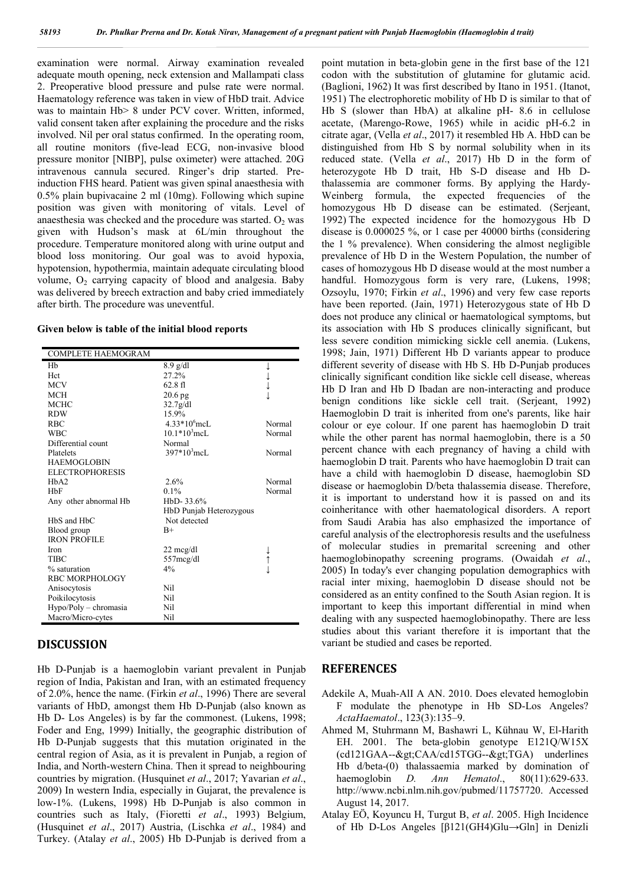examination were normal. Airway examination revealed adequate mouth opening, neck extension and Mallampati class 2. Preoperative blood pressure and pulse rate were normal. Haematology reference was taken in view of HbD trait. Advice was to maintain Hb> 8 under PCV cover. Written, informed, valid consent taken after explaining the procedure and the risks involved. Nil per oral status confirmed. In the operating room, all routine monitors (five-lead ECG, non-invasive blood pressure monitor [NIBP], pulse oximeter) were attached. 20G intravenous cannula secured. Ringer's drip started. Pre-induction FHS heard. Patient was given spinal anaesthesia with 0.5% plain bupivacaine 2 ml (10mg). Following which supine position was given with monitoring of vitals. Level of anaesthesia was checked and the procedure was started. $O_2$ was given with Hudson's mask at 6L/min throughout the procedure. Temperature monitored along with urine output and blood loss monitoring. Our goal was to avoid hypoxia, hypotension, hypothermia, maintain adequate circulating blood volume, $O_2$ carrying capacity of blood and analgesia. Baby was delivered by breech extraction and baby cried immediately after birth. The procedure was uneventful.

**Given below is table of the initial blood reports**

| COMPLETE HAEMOGRAM | | |
|---|---|---|
| Hb | 8.9 g/dl | ↓ |
| Hct | 27.2% | ↓ |
| MCV | 62.8 fl | ↓ |
| MCH | 20.6 pg | ↓ |
| MCHC | 32.7g/dl | |
| RDW | 15.9% | |
| RBC | $4.33*10^6$mcL | Normal |
| WBC | $10.1*10^3$mcL | Normal |
| Differential count | Normal | |
| Platelets | $397*10^3$mcL | Normal |
| HAEMOGLOBIN ELECTROPHORESIS | | |
| HbA2 | 2.6% | Normal |
| HbF | 0.1% | Normal |
| Any other abnormal Hb | HbD- 33.6% HbD Punjab Heterozygous | |
| HbS and HbC | Not detected | |
| Blood group | B+ | |
| IRON PROFILE | | |
| Iron | 22 mcg/dl | ↓ |
| TIBC | 557mcg/dl | ↑ |
| % saturation | 4% | ↓ |
| RBC MORPHOLOGY | | |
| Anisocytosis | Nil | |
| Poikilocytosis | Nil | |
| Hypo/Poly – chromasia | Nil | |
| Macro/Micro-cytes | Nil | |

## DISCUSSION

Hb D-Punjab is a haemoglobin variant prevalent in Punjab region of India, Pakistan and Iran, with an estimated frequency of 2.0%, hence the name. (Firkin *et al*., 1996) There are several variants of HbD, amongst them Hb D-Punjab (also known as Hb D- Los Angeles) is by far the commonest. (Lukens, 1998; Foder and Eng, 1999) Initially, the geographic distribution of Hb D-Punjab suggests that this mutation originated in the central region of Asia, as it is prevalent in Punjab, a region of India, and North-western China. Then it spread to neighbouring countries by migration. (Husquinet *et al*., 2017; Yavarian *et al*., 2009) In western India, especially in Gujarat, the prevalence is low-1%. (Lukens, 1998) Hb D-Punjab is also common in countries such as Italy, (Fioretti *et al*., 1993) Belgium, (Husquinet *et al*., 2017) Austria, (Lischka *et al*., 1984) and Turkey. (Atalay *et al*., 2005) Hb D-Punjab is derived from a point mutation in beta-globin gene in the first base of the 121 codon with the substitution of glutamine for glutamic acid. (Baglioni, 1962) It was first described by Itano in 1951. (Itanot, 1951) The electrophoretic mobility of Hb D is similar to that of Hb S (slower than HbA) at alkaline pH- 8.6 in cellulose acetate, (Marengo-Rowe, 1965) while in acidic pH-6.2 in citrate agar, (Vella *et al*., 2017) it resembled Hb A. HbD can be distinguished from Hb S by normal solubility when in its reduced state. (Vella *et al*., 2017) Hb D in the form of heterozygote Hb D trait, Hb S-D disease and Hb D-thalassemia are commoner forms. By applying the Hardy-Weinberg formula, the expected frequencies of the homozygous Hb D disease can be estimated. (Serjeant, 1992) The expected incidence for the homozygous Hb D disease is 0.000025 %, or 1 case per 40000 births (considering the 1 % prevalence). When considering the almost negligible prevalence of Hb D in the Western Population, the number of cases of homozygous Hb D disease would at the most number a handful. Homozygous form is very rare, (Lukens, 1998; Ozsoylu, 1970; Firkin *et al*., 1996) and very few case reports have been reported. (Jain, 1971) Heterozygous state of Hb D does not produce any clinical or haematological symptoms, but its association with Hb S produces clinically significant, but less severe condition mimicking sickle cell anemia. (Lukens, 1998; Jain, 1971) Different Hb D variants appear to produce different severity of disease with Hb S. Hb D-Punjab produces clinically significant condition like sickle cell disease, whereas Hb D Iran and Hb D Ibadan are non-interacting and produce benign conditions like sickle cell trait. (Serjeant, 1992) Haemoglobin D trait is inherited from one's parents, like hair colour or eye colour. If one parent has haemoglobin D trait while the other parent has normal haemoglobin, there is a 50 percent chance with each pregnancy of having a child with haemoglobin D trait. Parents who have haemoglobin D trait can have a child with haemoglobin D disease, haemoglobin SD disease or haemoglobin D/beta thalassemia disease. Therefore, it is important to understand how it is passed on and its coinheritance with other haematological disorders. A report from Saudi Arabia has also emphasized the importance of careful analysis of the electrophoresis results and the usefulness of molecular studies in premarital screening and other haemoglobinopathy screening programs. (Owaidah *et al*., 2005) In today's ever changing population demographics with racial inter mixing, haemoglobin D disease should not be considered as an entity confined to the South Asian region. It is important to keep this important differential in mind when dealing with any suspected haemoglobinopathy. There are less studies about this variant therefore it is important that the variant be studied and cases be reported.

## REFERENCES

Adekile A, Muah-AlI A AN. 2010. Does elevated hemoglobin F modulate the phenotype in Hb SD-Los Angeles? *ActaHaematol*., 123(3):135–9.

Ahmed M, Stuhrmann M, Bashawri L, Kühnau W, El-Harith EH. 2001. The beta-globin genotype E121Q/W15X (cd121GAA--&gt;CAA/cd15TGG--&gt;TGA) underlines Hb d/beta-(0) thalassaemia marked by domination of haemoglobin *D. Ann Hematol*., 80(11):629-633. http://www.ncbi.nlm.nih.gov/pubmed/11757720. Accessed August 14, 2017.

Atalay EÖ, Koyuncu H, Turgut B, *et al*. 2005. High Incidence of Hb D-Los Angeles [β121(GH4)Glu→Gln] in Denizli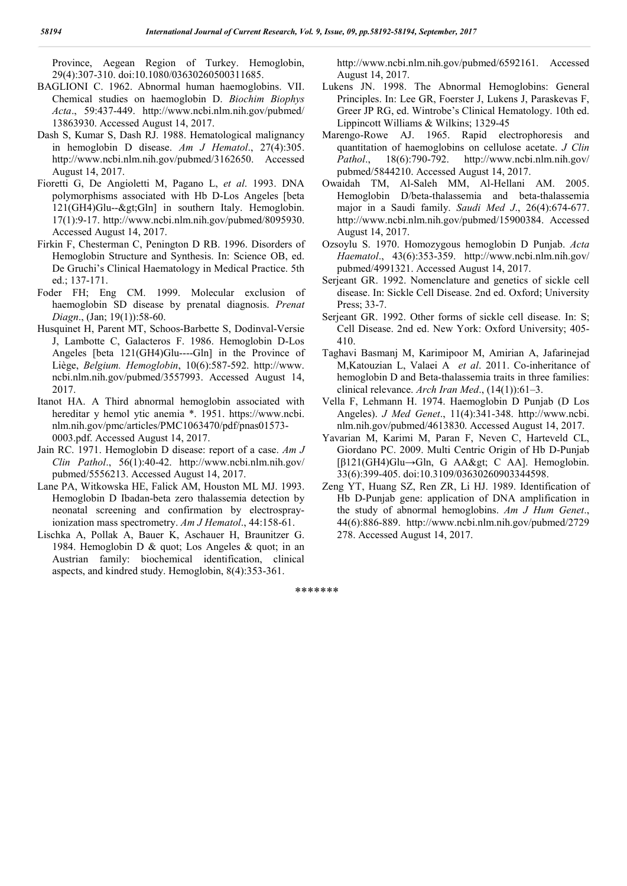Province, Aegean Region of Turkey. Hemoglobin, 29(4):307-310. doi:10.1080/03630260500311685.

BAGLIONI C. 1962. Abnormal human haemoglobins. VII. Chemical studies on haemoglobin D. *Biochim Biophys Acta*., 59:437-449. http://www.ncbi.nlm.nih.gov/pubmed/13863930. Accessed August 14, 2017.

Dash S, Kumar S, Dash RJ. 1988. Hematological malignancy in hemoglobin D disease. *Am J Hematol*., 27(4):305. http://www.ncbi.nlm.nih.gov/pubmed/3162650. Accessed August 14, 2017.

Fioretti G, De Angioletti M, Pagano L, *et al*. 1993. DNA polymorphisms associated with Hb D-Los Angeles [beta 121(GH4)Glu--&gt;Gln] in southern Italy. Hemoglobin. 17(1):9-17. http://www.ncbi.nlm.nih.gov/pubmed/8095930. Accessed August 14, 2017.

Firkin F, Chesterman C, Penington D RB. 1996. Disorders of Hemoglobin Structure and Synthesis. In: Science OB, ed. De Gruchi's Clinical Haematology in Medical Practice. 5th ed.; 137-171.

Foder FH; Eng CM. 1999. Molecular exclusion of haemoglobin SD disease by prenatal diagnosis. *Prenat Diagn*., (Jan; 19(1)):58-60.

Husquinet H, Parent MT, Schoos-Barbette S, Dodinval-Versie J, Lambotte C, Galacteros F. 1986. Hemoglobin D-Los Angeles [beta 121(GH4)Glu----Gln] in the Province of Liège, *Belgium. Hemoglobin*, 10(6):587-592. http://www.ncbi.nlm.nih.gov/pubmed/3557993. Accessed August 14, 2017.

Itanot HA. A Third abnormal hemoglobin associated with hereditar y hemol ytic anemia *. 1951. https://www.ncbi.nlm.nih.gov/pmc/articles/PMC1063470/pdf/pnas01573-0003.pdf. Accessed August 14, 2017.

Jain RC. 1971. Hemoglobin D disease: report of a case. *Am J Clin Pathol*., 56(1):40-42. http://www.ncbi.nlm.nih.gov/pubmed/5556213. Accessed August 14, 2017.

Lane PA, Witkowska HE, Falick AM, Houston ML MJ. 1993. Hemoglobin D Ibadan-beta zero thalassemia detection by neonatal screening and confirmation by electrospray-ionization mass spectrometry. *Am J Hematol*., 44:158-61.

Lischka A, Pollak A, Bauer K, Aschauer H, Braunitzer G. 1984. Hemoglobin D & quot; Los Angeles & quot; in an Austrian family: biochemical identification, clinical aspects, and kindred study. Hemoglobin, 8(4):353-361. http://www.ncbi.nlm.nih.gov/pubmed/6592161. Accessed August 14, 2017.

Lukens JN. 1998. The Abnormal Hemoglobins: General Principles. In: Lee GR, Foerster J, Lukens J, Paraskevas F, Greer JP RG, ed. Wintrobe's Clinical Hematology. 10th ed. Lippincott Williams & Wilkins; 1329-45

Marengo-Rowe AJ. 1965. Rapid electrophoresis and quantitation of haemoglobins on cellulose acetate. *J Clin Pathol*., 18(6):790-792. http://www.ncbi.nlm.nih.gov/pubmed/5844210. Accessed August 14, 2017.

Owaidah TM, Al-Saleh MM, Al-Hellani AM. 2005. Hemoglobin D/beta-thalassemia and beta-thalassemia major in a Saudi family. *Saudi Med J*., 26(4):674-677. http://www.ncbi.nlm.nih.gov/pubmed/15900384. Accessed August 14, 2017.

Ozsoylu S. 1970. Homozygous hemoglobin D Punjab. *Acta Haematol*., 43(6):353-359. http://www.ncbi.nlm.nih.gov/pubmed/4991321. Accessed August 14, 2017.

Serjeant GR. 1992. Nomenclature and genetics of sickle cell disease. In: Sickle Cell Disease. 2nd ed. Oxford; University Press; 33-7.

Serjeant GR. 1992. Other forms of sickle cell disease. In: S; Cell Disease. 2nd ed. New York: Oxford University; 405-410.

Taghavi Basmanj M, Karimipoor M, Amirian A, Jafarinejad M,Katouzian L, Valaei A *et al*. 2011. Co-inheritance of hemoglobin D and Beta-thalassemia traits in three families: clinical relevance. *Arch Iran Med*., (14(1)):61–3.

Vella F, Lehmann H. 1974. Haemoglobin D Punjab (D Los Angeles). *J Med Genet*., 11(4):341-348. http://www.ncbi.nlm.nih.gov/pubmed/4613830. Accessed August 14, 2017.

Yavarian M, Karimi M, Paran F, Neven C, Harteveld CL, Giordano PC. 2009. Multi Centric Origin of Hb D-Punjab [β121(GH4)Glu→Gln, G AA&gt; C AA]. Hemoglobin. 33(6):399-405. doi:10.3109/03630260903344598.

Zeng YT, Huang SZ, Ren ZR, Li HJ. 1989. Identification of Hb D-Punjab gene: application of DNA amplification in the study of abnormal hemoglobins. *Am J Hum Genet*., 44(6):886-889. http://www.ncbi.nlm.nih.gov/pubmed/2729278. Accessed August 14, 2017.

*******